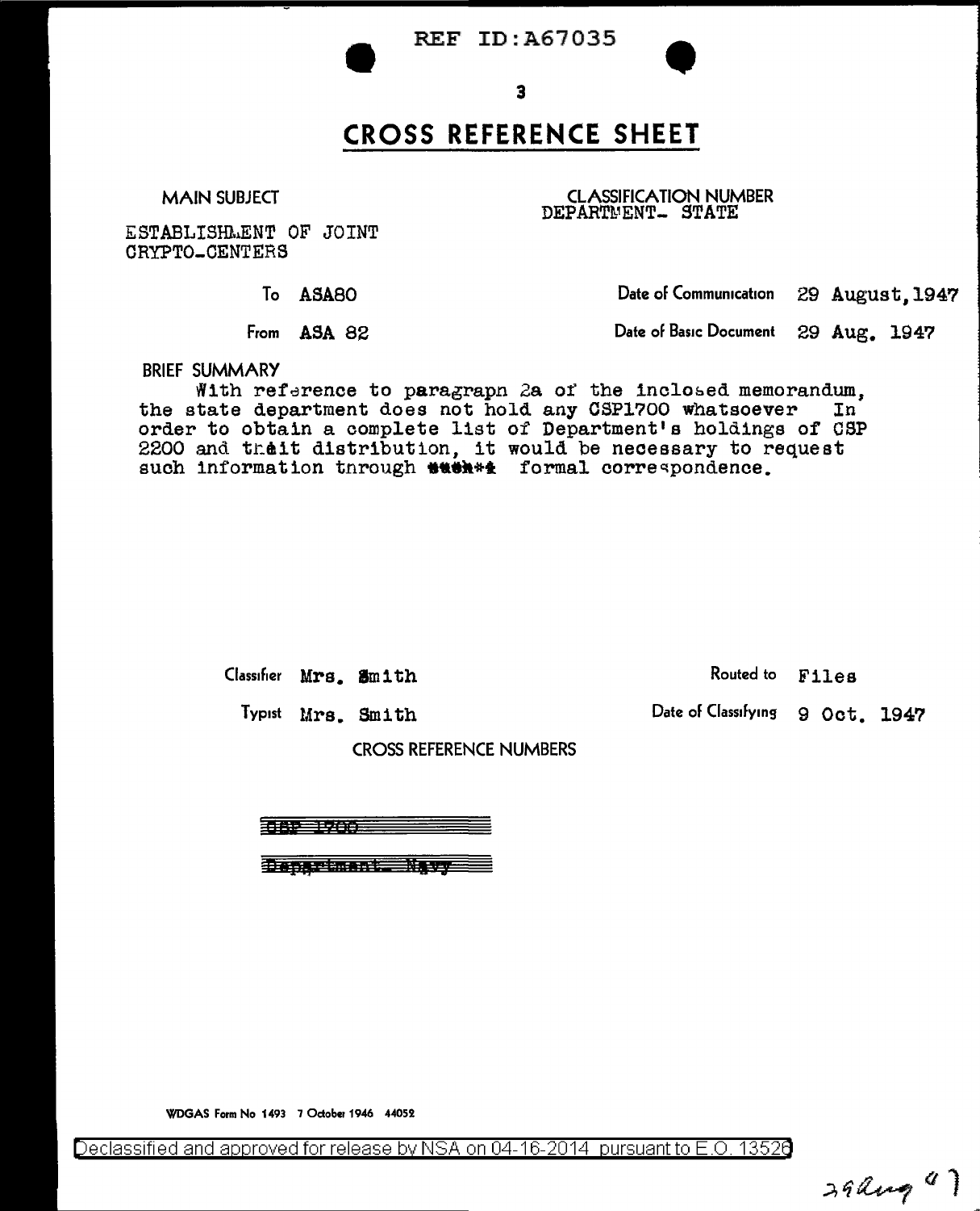REF ID:A67035

3

# CROSS REFERENCE SHEET

MAIN SUBJECT

ESTABLISHMENT OF JOINT CRYPTO-CENTERS

CLASSIFICATION NUMBER
DEPARTMENT- STATE

To ASA80

From ASA 82

Date of Communication 29 August, 1947

Date of Basic Document 29 Aug. 1947

BRIEF SUMMARY

With reference to paragraph 2a of the inclosed memorandum, the state department does not hold any CSP1700 whatsoever In order to obtain a complete list of Department's holdings of CSP 2200 and their distribution, it would be necessary to request such information through ~~such~~ formal correspondence.

Classifier Mrs. Smith

Typist Mrs. Smith

Routed to Files

Date of Classifying 9 Oct. 1947

CROSS REFERENCE NUMBERS

~~CSP 1700~~

~~Department- Navy~~

WDGAS Form No 1493 7 October 1946 44052

Declassified and approved for release by NSA on 04-16-2014 pursuant to E.O. 13526

29 Aug 47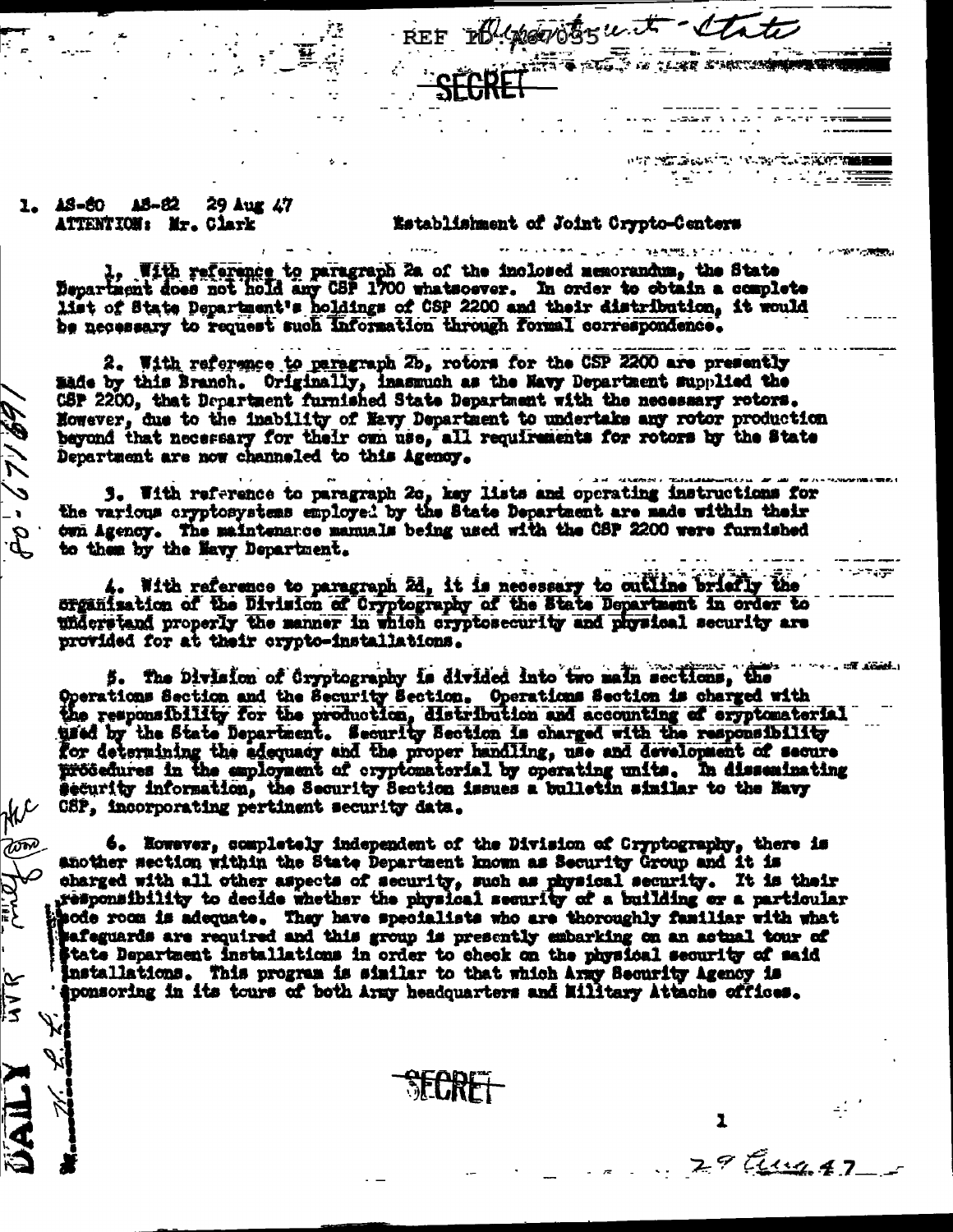REF ID:A67035

SECRET

1. AS-80 AS-82 29 Aug 47
ATTENTION: Mr. Clark

Establishment of Joint Crypto-Centers

1. With reference to paragraph 2a of the inclosed memorandum, the State Department does not hold any CSP 1700 whatsoever. In order to obtain a complete list of State Department's holdings of CSP 2200 and their distribution, it would be necessary to request such information through formal correspondence.

2. With reference to paragraph 2b, rotors for the CSP 2200 are presently made by this Branch. Originally, inasmuch as the Navy Department supplied the CSP 2200, that Department furnished State Department with the necessary rotors. However, due to the inability of Navy Department to undertake any rotor production beyond that necessary for their own use, all requirements for rotors by the State Department are now channeled to this Agency.

3. With reference to paragraph 2c, key lists and operating instructions for the various cryptosystems employed by the State Department are made within their own Agency. The maintenance manuals being used with the CSP 2200 were furnished to them by the Navy Department.

4. With reference to paragraph 2d, it is necessary to outline briefly the organization of the Division of Cryptography of the State Department in order to understand properly the manner in which cryptosecurity and physical security are provided for at their crypto-installations.

5. The Division of Cryptography is divided into two main sections, the Operations Section and the Security Section. Operations Section is charged with the responsibility for the production, distribution and accounting of cryptomaterial used by the State Department. Security Section is charged with the responsibility for determining the adequacy and the proper handling, use and development of secure procedures in the employment of cryptomaterial by operating units. In disseminating security information, the Security Section issues a bulletin similar to the Navy CSP, incorporating pertinent security data.

6. However, completely independent of the Division of Cryptography, there is another section within the State Department known as Security Group and it is charged with all other aspects of security, such as physical security. It is their responsibility to decide whether the physical security of a building or a particular code room is adequate. They have specialists who are thoroughly familiar with what safeguards are required and this group is presently embarking on an actual tour of State Department installations in order to check on the physical security of said installations. This program is similar to that which Army Security Agency is sponsoring in its tours of both Army headquarters and Military Attache offices.

SECRET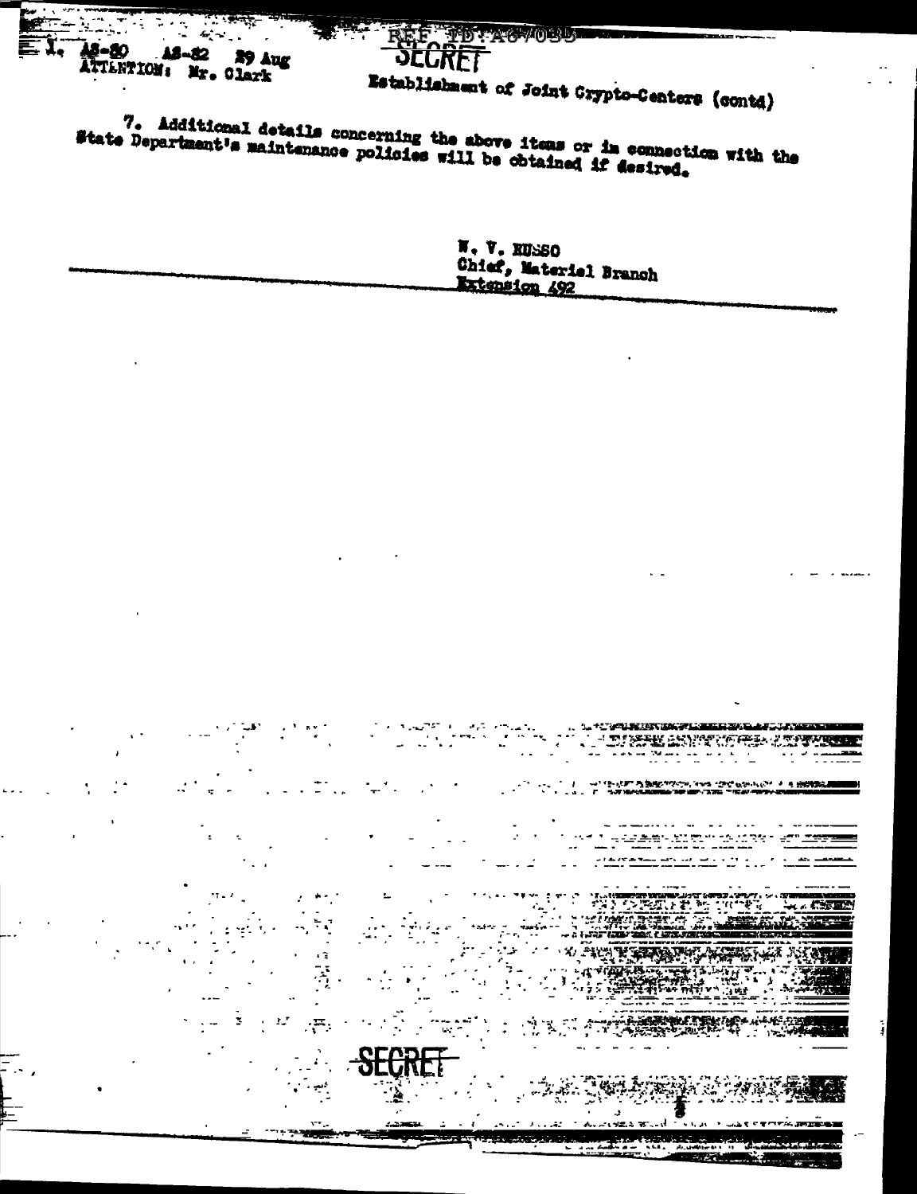1. AS-80 AS-82 29 Aug
ATTENTION: Mr. Clark

SECRET

Establishment of Joint Crypto-Centers (contd)

7. Additional details concerning the above items or in connection with the State Department's maintenance policies will be obtained if desired.

W. V. RUSSO
Chief, Materiel Branch
Extension 492

SECRET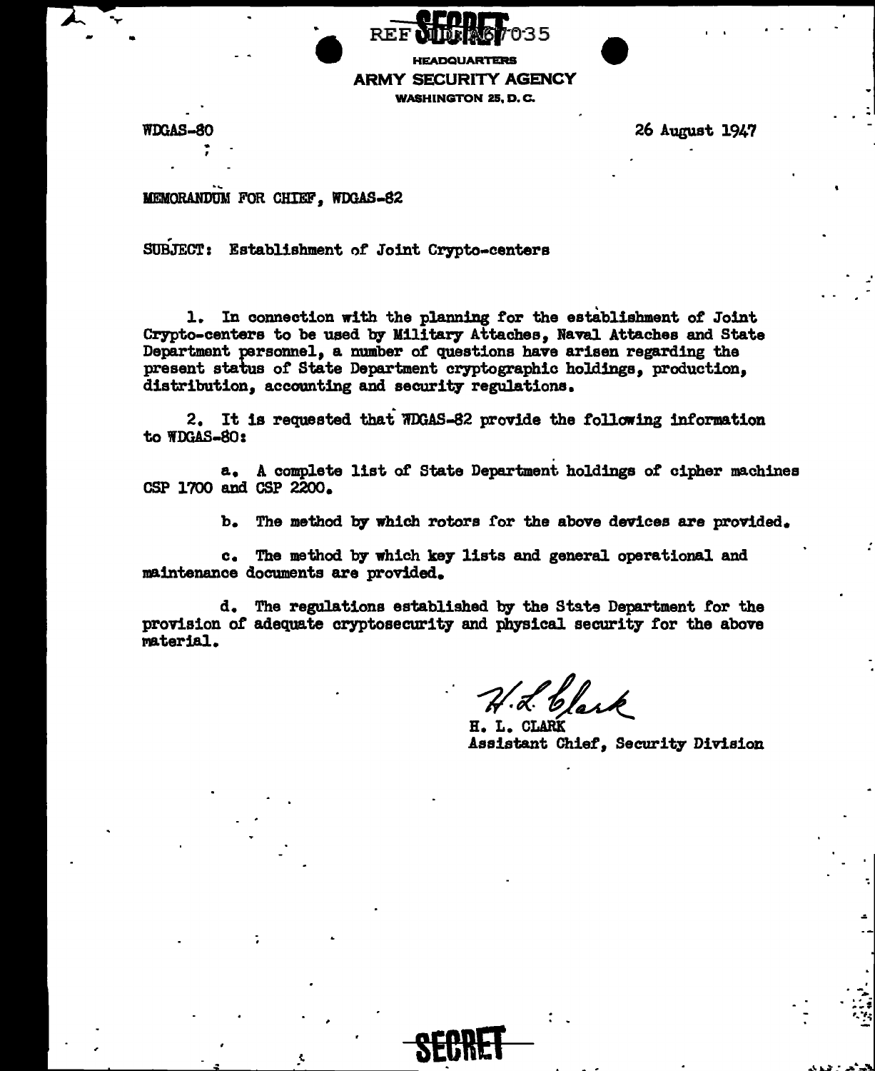SECRET

REF ID:A67035

**HEADQUARTERS**
**ARMY SECURITY AGENCY**
**WASHINGTON 25, D. C.**

WDGAS-80 26 August 1947

MEMORANDUM FOR CHIEF, WDGAS-82

SUBJECT: Establishment of Joint Crypto-centers

1. In connection with the planning for the establishment of Joint Crypto-centers to be used by Military Attaches, Naval Attaches and State Department personnel, a number of questions have arisen regarding the present status of State Department cryptographic holdings, production, distribution, accounting and security regulations.

2. It is requested that WDGAS-82 provide the following information to WDGAS-80:

a. A complete list of State Department holdings of cipher machines CSP 1700 and CSP 2200.

b. The method by which rotors for the above devices are provided.

c. The method by which key lists and general operational and maintenance documents are provided.

d. The regulations established by the State Department for the provision of adequate cryptosecurity and physical security for the above material.

H. L. Clark
H. L. CLARK
Assistant Chief, Security Division

SECRET